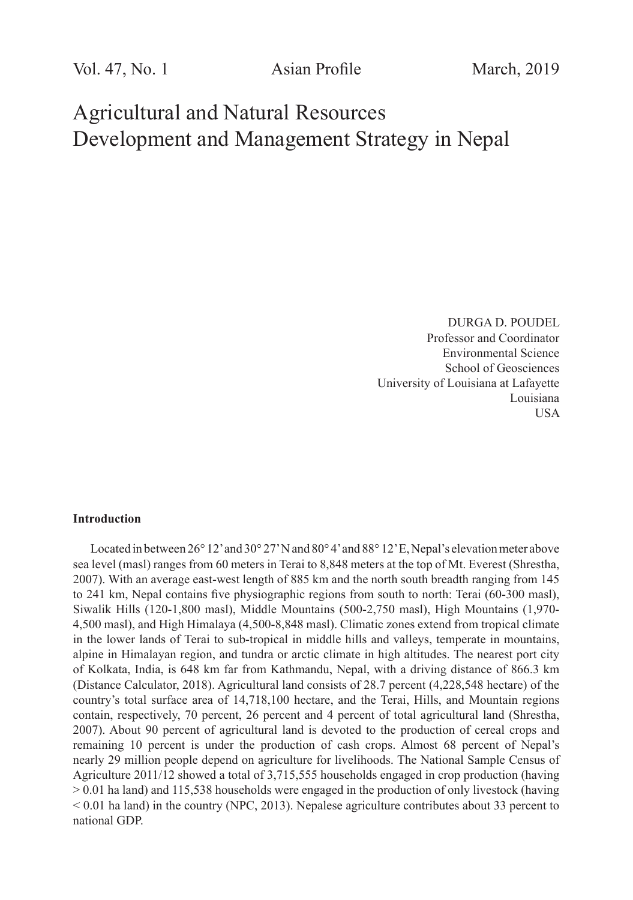# Agricultural and Natural Resources Development and Management Strategy in Nepal

DURGA D. POUDEL  
Professor and Coordinator  
Environmental Science  
School of Geosciences  
University of Louisiana at Lafayette  
Louisiana  
USA

## Introduction

Located in between 26° 12' and 30° 27' N and 80° 4' and 88° 12' E, Nepal's elevation meter above sea level (masl) ranges from 60 meters in Terai to 8,848 meters at the top of Mt. Everest (Shrestha, 2007). With an average east-west length of 885 km and the north south breadth ranging from 145 to 241 km, Nepal contains five physiographic regions from south to north: Terai (60-300 masl), Siwalik Hills (120-1,800 masl), Middle Mountains (500-2,750 masl), High Mountains (1,970-4,500 masl), and High Himalaya (4,500-8,848 masl). Climatic zones extend from tropical climate in the lower lands of Terai to sub-tropical in middle hills and valleys, temperate in mountains, alpine in Himalayan region, and tundra or arctic climate in high altitudes. The nearest port city of Kolkata, India, is 648 km far from Kathmandu, Nepal, with a driving distance of 866.3 km (Distance Calculator, 2018). Agricultural land consists of 28.7 percent (4,228,548 hectare) of the country's total surface area of 14,718,100 hectare, and the Terai, Hills, and Mountain regions contain, respectively, 70 percent, 26 percent and 4 percent of total agricultural land (Shrestha, 2007). About 90 percent of agricultural land is devoted to the production of cereal crops and remaining 10 percent is under the production of cash crops. Almost 68 percent of Nepal's nearly 29 million people depend on agriculture for livelihoods. The National Sample Census of Agriculture 2011/12 showed a total of 3,715,555 households engaged in crop production (having > 0.01 ha land) and 115,538 households were engaged in the production of only livestock (having < 0.01 ha land) in the country (NPC, 2013). Nepalese agriculture contributes about 33 percent to national GDP.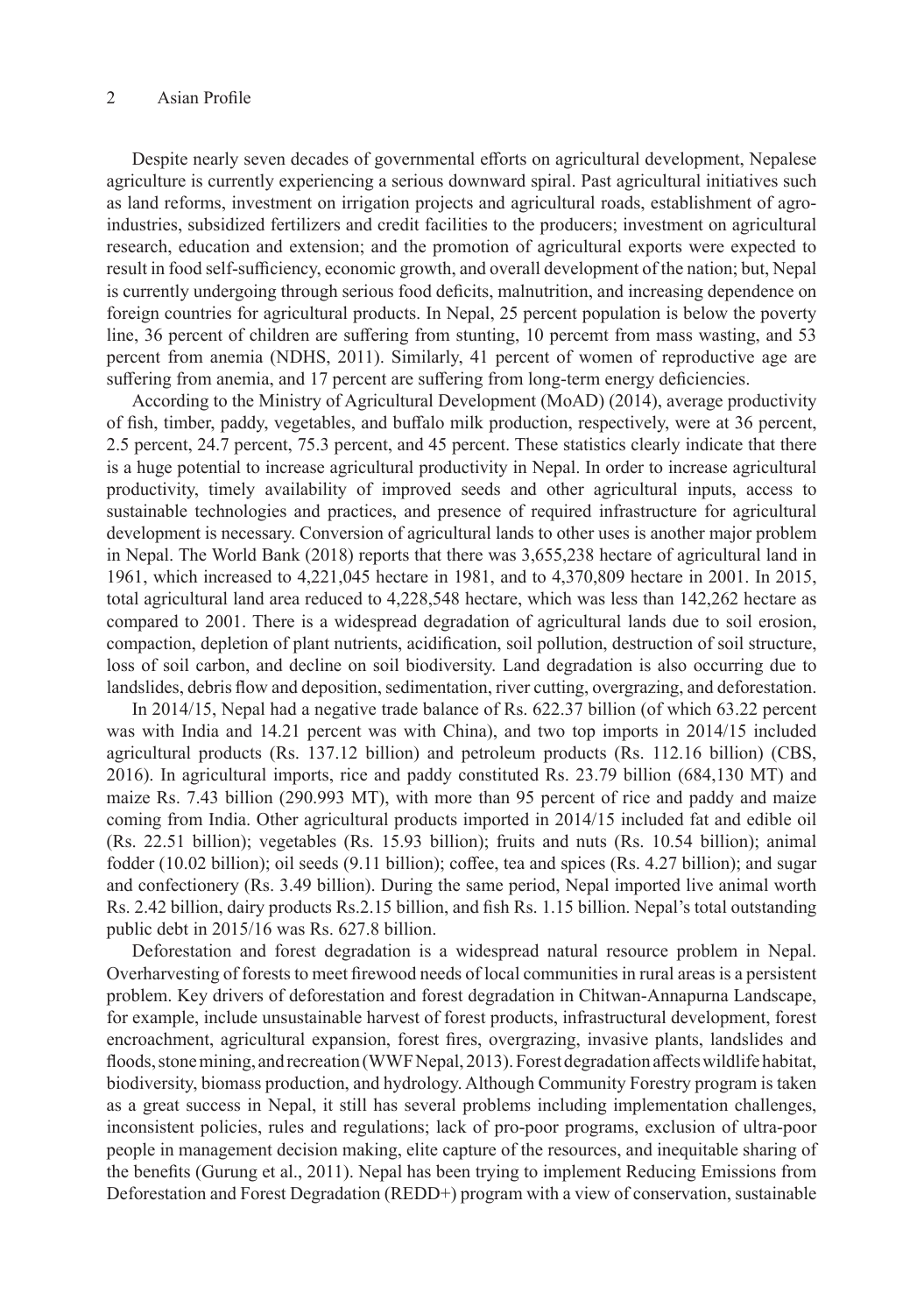Despite nearly seven decades of governmental efforts on agricultural development, Nepalese agriculture is currently experiencing a serious downward spiral. Past agricultural initiatives such as land reforms, investment on irrigation projects and agricultural roads, establishment of agro-industries, subsidized fertilizers and credit facilities to the producers; investment on agricultural research, education and extension; and the promotion of agricultural exports were expected to result in food self-sufficiency, economic growth, and overall development of the nation; but, Nepal is currently undergoing through serious food deficits, malnutrition, and increasing dependence on foreign countries for agricultural products. In Nepal, 25 percent population is below the poverty line, 36 percent of children are suffering from stunting, 10 percemt from mass wasting, and 53 percent from anemia (NDHS, 2011). Similarly, 41 percent of women of reproductive age are suffering from anemia, and 17 percent are suffering from long-term energy deficiencies.

According to the Ministry of Agricultural Development (MoAD) (2014), average productivity of fish, timber, paddy, vegetables, and buffalo milk production, respectively, were at 36 percent, 2.5 percent, 24.7 percent, 75.3 percent, and 45 percent. These statistics clearly indicate that there is a huge potential to increase agricultural productivity in Nepal. In order to increase agricultural productivity, timely availability of improved seeds and other agricultural inputs, access to sustainable technologies and practices, and presence of required infrastructure for agricultural development is necessary. Conversion of agricultural lands to other uses is another major problem in Nepal. The World Bank (2018) reports that there was 3,655,238 hectare of agricultural land in 1961, which increased to 4,221,045 hectare in 1981, and to 4,370,809 hectare in 2001. In 2015, total agricultural land area reduced to 4,228,548 hectare, which was less than 142,262 hectare as compared to 2001. There is a widespread degradation of agricultural lands due to soil erosion, compaction, depletion of plant nutrients, acidification, soil pollution, destruction of soil structure, loss of soil carbon, and decline on soil biodiversity. Land degradation is also occurring due to landslides, debris flow and deposition, sedimentation, river cutting, overgrazing, and deforestation.

In 2014/15, Nepal had a negative trade balance of Rs. 622.37 billion (of which 63.22 percent was with India and 14.21 percent was with China), and two top imports in 2014/15 included agricultural products (Rs. 137.12 billion) and petroleum products (Rs. 112.16 billion) (CBS, 2016). In agricultural imports, rice and paddy constituted Rs. 23.79 billion (684,130 MT) and maize Rs. 7.43 billion (290.993 MT), with more than 95 percent of rice and paddy and maize coming from India. Other agricultural products imported in 2014/15 included fat and edible oil (Rs. 22.51 billion); vegetables (Rs. 15.93 billion); fruits and nuts (Rs. 10.54 billion); animal fodder (10.02 billion); oil seeds (9.11 billion); coffee, tea and spices (Rs. 4.27 billion); and sugar and confectionery (Rs. 3.49 billion). During the same period, Nepal imported live animal worth Rs. 2.42 billion, dairy products Rs.2.15 billion, and fish Rs. 1.15 billion. Nepal's total outstanding public debt in 2015/16 was Rs. 627.8 billion.

Deforestation and forest degradation is a widespread natural resource problem in Nepal. Overharvesting of forests to meet firewood needs of local communities in rural areas is a persistent problem. Key drivers of deforestation and forest degradation in Chitwan-Annapurna Landscape, for example, include unsustainable harvest of forest products, infrastructural development, forest encroachment, agricultural expansion, forest fires, overgrazing, invasive plants, landslides and floods, stone mining, and recreation (WWF Nepal, 2013). Forest degradation affects wildlife habitat, biodiversity, biomass production, and hydrology. Although Community Forestry program is taken as a great success in Nepal, it still has several problems including implementation challenges, inconsistent policies, rules and regulations; lack of pro-poor programs, exclusion of ultra-poor people in management decision making, elite capture of the resources, and inequitable sharing of the benefits (Gurung et al., 2011). Nepal has been trying to implement Reducing Emissions from Deforestation and Forest Degradation (REDD+) program with a view of conservation, sustainable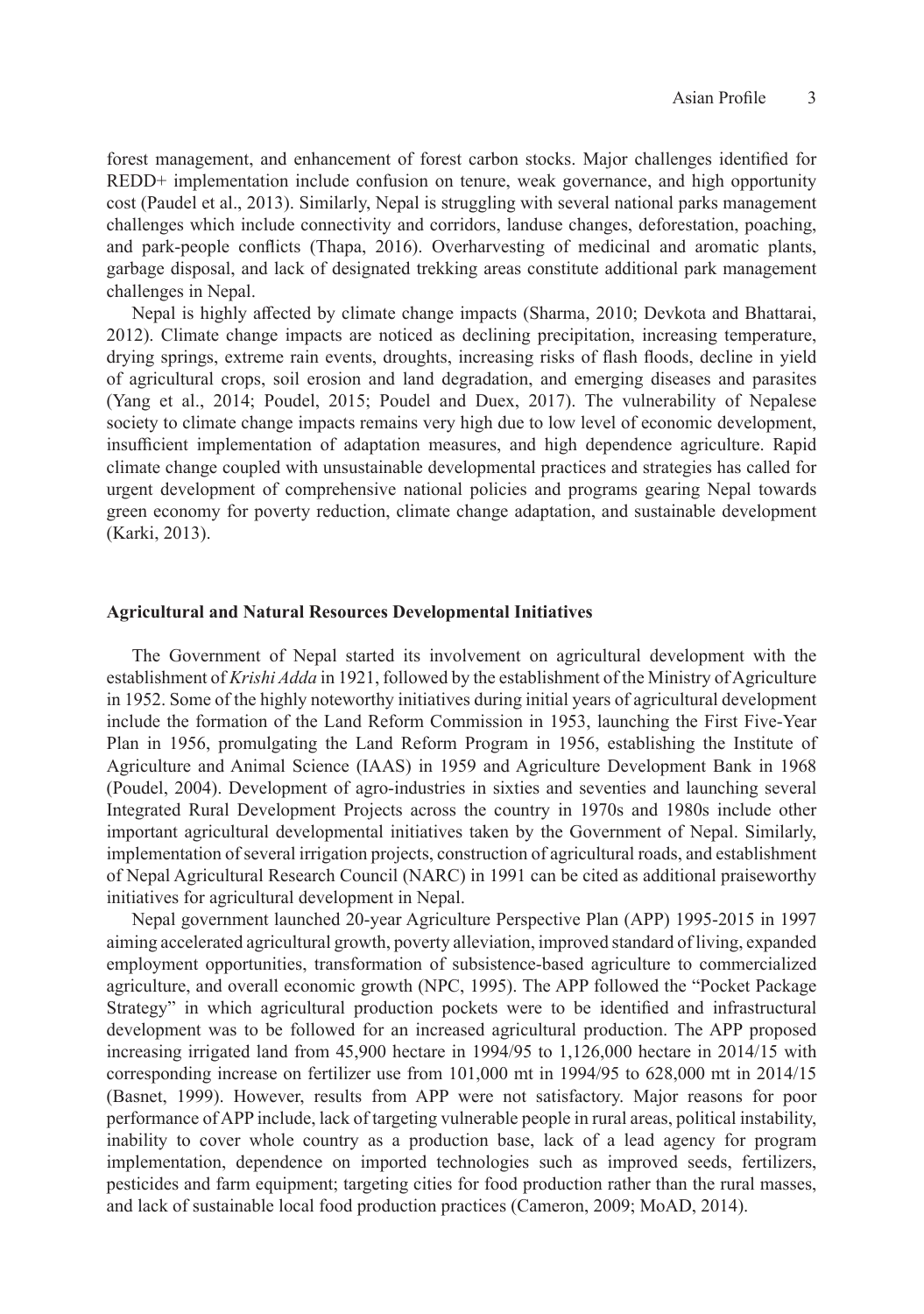forest management, and enhancement of forest carbon stocks. Major challenges identified for REDD+ implementation include confusion on tenure, weak governance, and high opportunity cost (Paudel et al., 2013). Similarly, Nepal is struggling with several national parks management challenges which include connectivity and corridors, landuse changes, deforestation, poaching, and park-people conflicts (Thapa, 2016). Overharvesting of medicinal and aromatic plants, garbage disposal, and lack of designated trekking areas constitute additional park management challenges in Nepal.

Nepal is highly affected by climate change impacts (Sharma, 2010; Devkota and Bhattarai, 2012). Climate change impacts are noticed as declining precipitation, increasing temperature, drying springs, extreme rain events, droughts, increasing risks of flash floods, decline in yield of agricultural crops, soil erosion and land degradation, and emerging diseases and parasites (Yang et al., 2014; Poudel, 2015; Poudel and Duex, 2017). The vulnerability of Nepalese society to climate change impacts remains very high due to low level of economic development, insufficient implementation of adaptation measures, and high dependence agriculture. Rapid climate change coupled with unsustainable developmental practices and strategies has called for urgent development of comprehensive national policies and programs gearing Nepal towards green economy for poverty reduction, climate change adaptation, and sustainable development (Karki, 2013).

### Agricultural and Natural Resources Developmental Initiatives

The Government of Nepal started its involvement on agricultural development with the establishment of *Krishi Adda* in 1921, followed by the establishment of the Ministry of Agriculture in 1952. Some of the highly noteworthy initiatives during initial years of agricultural development include the formation of the Land Reform Commission in 1953, launching the First Five-Year Plan in 1956, promulgating the Land Reform Program in 1956, establishing the Institute of Agriculture and Animal Science (IAAS) in 1959 and Agriculture Development Bank in 1968 (Poudel, 2004). Development of agro-industries in sixties and seventies and launching several Integrated Rural Development Projects across the country in 1970s and 1980s include other important agricultural developmental initiatives taken by the Government of Nepal. Similarly, implementation of several irrigation projects, construction of agricultural roads, and establishment of Nepal Agricultural Research Council (NARC) in 1991 can be cited as additional praiseworthy initiatives for agricultural development in Nepal.

Nepal government launched 20-year Agriculture Perspective Plan (APP) 1995-2015 in 1997 aiming accelerated agricultural growth, poverty alleviation, improved standard of living, expanded employment opportunities, transformation of subsistence-based agriculture to commercialized agriculture, and overall economic growth (NPC, 1995). The APP followed the "Pocket Package Strategy" in which agricultural production pockets were to be identified and infrastructural development was to be followed for an increased agricultural production. The APP proposed increasing irrigated land from 45,900 hectare in 1994/95 to 1,126,000 hectare in 2014/15 with corresponding increase on fertilizer use from 101,000 mt in 1994/95 to 628,000 mt in 2014/15 (Basnet, 1999). However, results from APP were not satisfactory. Major reasons for poor performance of APP include, lack of targeting vulnerable people in rural areas, political instability, inability to cover whole country as a production base, lack of a lead agency for program implementation, dependence on imported technologies such as improved seeds, fertilizers, pesticides and farm equipment; targeting cities for food production rather than the rural masses, and lack of sustainable local food production practices (Cameron, 2009; MoAD, 2014).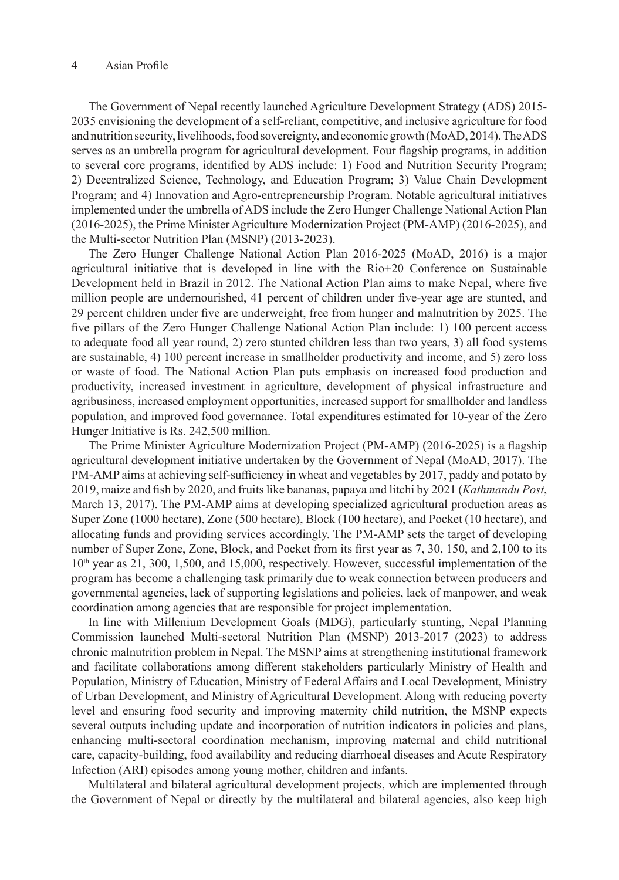The Government of Nepal recently launched Agriculture Development Strategy (ADS) 2015-2035 envisioning the development of a self-reliant, competitive, and inclusive agriculture for food and nutrition security, livelihoods, food sovereignty, and economic growth (MoAD, 2014). The ADS serves as an umbrella program for agricultural development. Four flagship programs, in addition to several core programs, identified by ADS include: 1) Food and Nutrition Security Program; 2) Decentralized Science, Technology, and Education Program; 3) Value Chain Development Program; and 4) Innovation and Agro-entrepreneurship Program. Notable agricultural initiatives implemented under the umbrella of ADS include the Zero Hunger Challenge National Action Plan (2016-2025), the Prime Minister Agriculture Modernization Project (PM-AMP) (2016-2025), and the Multi-sector Nutrition Plan (MSNP) (2013-2023).

The Zero Hunger Challenge National Action Plan 2016-2025 (MoAD, 2016) is a major agricultural initiative that is developed in line with the Rio+20 Conference on Sustainable Development held in Brazil in 2012. The National Action Plan aims to make Nepal, where five million people are undernourished, 41 percent of children under five-year age are stunted, and 29 percent children under five are underweight, free from hunger and malnutrition by 2025. The five pillars of the Zero Hunger Challenge National Action Plan include: 1) 100 percent access to adequate food all year round, 2) zero stunted children less than two years, 3) all food systems are sustainable, 4) 100 percent increase in smallholder productivity and income, and 5) zero loss or waste of food. The National Action Plan puts emphasis on increased food production and productivity, increased investment in agriculture, development of physical infrastructure and agribusiness, increased employment opportunities, increased support for smallholder and landless population, and improved food governance. Total expenditures estimated for 10-year of the Zero Hunger Initiative is Rs. 242,500 million.

The Prime Minister Agriculture Modernization Project (PM-AMP) (2016-2025) is a flagship agricultural development initiative undertaken by the Government of Nepal (MoAD, 2017). The PM-AMP aims at achieving self-sufficiency in wheat and vegetables by 2017, paddy and potato by 2019, maize and fish by 2020, and fruits like bananas, papaya and litchi by 2021 (*Kathmandu Post*, March 13, 2017). The PM-AMP aims at developing specialized agricultural production areas as Super Zone (1000 hectare), Zone (500 hectare), Block (100 hectare), and Pocket (10 hectare), and allocating funds and providing services accordingly. The PM-AMP sets the target of developing number of Super Zone, Zone, Block, and Pocket from its first year as 7, 30, 150, and 2,100 to its 10th year as 21, 300, 1,500, and 15,000, respectively. However, successful implementation of the program has become a challenging task primarily due to weak connection between producers and governmental agencies, lack of supporting legislations and policies, lack of manpower, and weak coordination among agencies that are responsible for project implementation.

In line with Millenium Development Goals (MDG), particularly stunting, Nepal Planning Commission launched Multi-sectoral Nutrition Plan (MSNP) 2013-2017 (2023) to address chronic malnutrition problem in Nepal. The MSNP aims at strengthening institutional framework and facilitate collaborations among different stakeholders particularly Ministry of Health and Population, Ministry of Education, Ministry of Federal Affairs and Local Development, Ministry of Urban Development, and Ministry of Agricultural Development. Along with reducing poverty level and ensuring food security and improving maternity child nutrition, the MSNP expects several outputs including update and incorporation of nutrition indicators in policies and plans, enhancing multi-sectoral coordination mechanism, improving maternal and child nutritional care, capacity-building, food availability and reducing diarrhoeal diseases and Acute Respiratory Infection (ARI) episodes among young mother, children and infants.

Multilateral and bilateral agricultural development projects, which are implemented through the Government of Nepal or directly by the multilateral and bilateral agencies, also keep high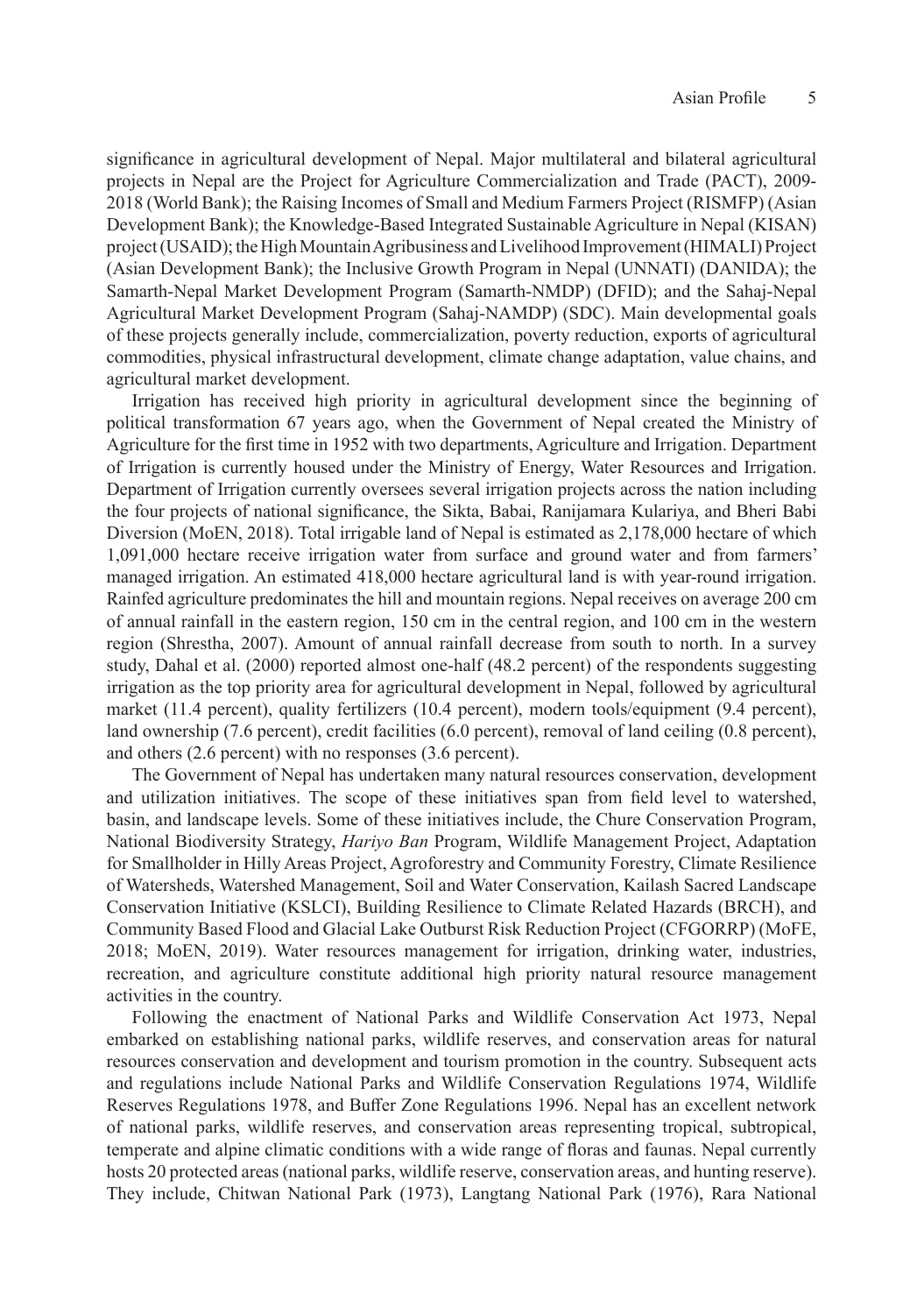significance in agricultural development of Nepal. Major multilateral and bilateral agricultural projects in Nepal are the Project for Agriculture Commercialization and Trade (PACT), 2009-2018 (World Bank); the Raising Incomes of Small and Medium Farmers Project (RISMFP) (Asian Development Bank); the Knowledge-Based Integrated Sustainable Agriculture in Nepal (KISAN) project (USAID); the High Mountain Agribusiness and Livelihood Improvement (HIMALI) Project (Asian Development Bank); the Inclusive Growth Program in Nepal (UNNATI) (DANIDA); the Samarth-Nepal Market Development Program (Samarth-NMDP) (DFID); and the Sahaj-Nepal Agricultural Market Development Program (Sahaj-NAMDP) (SDC). Main developmental goals of these projects generally include, commercialization, poverty reduction, exports of agricultural commodities, physical infrastructural development, climate change adaptation, value chains, and agricultural market development.

Irrigation has received high priority in agricultural development since the beginning of political transformation 67 years ago, when the Government of Nepal created the Ministry of Agriculture for the first time in 1952 with two departments, Agriculture and Irrigation. Department of Irrigation is currently housed under the Ministry of Energy, Water Resources and Irrigation. Department of Irrigation currently oversees several irrigation projects across the nation including the four projects of national significance, the Sikta, Babai, Ranijamara Kulariya, and Bheri Babi Diversion (MoEN, 2018). Total irrigable land of Nepal is estimated as 2,178,000 hectare of which 1,091,000 hectare receive irrigation water from surface and ground water and from farmers' managed irrigation. An estimated 418,000 hectare agricultural land is with year-round irrigation. Rainfed agriculture predominates the hill and mountain regions. Nepal receives on average 200 cm of annual rainfall in the eastern region, 150 cm in the central region, and 100 cm in the western region (Shrestha, 2007). Amount of annual rainfall decrease from south to north. In a survey study, Dahal et al. (2000) reported almost one-half (48.2 percent) of the respondents suggesting irrigation as the top priority area for agricultural development in Nepal, followed by agricultural market (11.4 percent), quality fertilizers (10.4 percent), modern tools/equipment (9.4 percent), land ownership (7.6 percent), credit facilities (6.0 percent), removal of land ceiling (0.8 percent), and others (2.6 percent) with no responses (3.6 percent).

The Government of Nepal has undertaken many natural resources conservation, development and utilization initiatives. The scope of these initiatives span from field level to watershed, basin, and landscape levels. Some of these initiatives include, the Chure Conservation Program, National Biodiversity Strategy, *Hariyo Ban* Program, Wildlife Management Project, Adaptation for Smallholder in Hilly Areas Project, Agroforestry and Community Forestry, Climate Resilience of Watersheds, Watershed Management, Soil and Water Conservation, Kailash Sacred Landscape Conservation Initiative (KSLCI), Building Resilience to Climate Related Hazards (BRCH), and Community Based Flood and Glacial Lake Outburst Risk Reduction Project (CFGORRP) (MoFE, 2018; MoEN, 2019). Water resources management for irrigation, drinking water, industries, recreation, and agriculture constitute additional high priority natural resource management activities in the country.

Following the enactment of National Parks and Wildlife Conservation Act 1973, Nepal embarked on establishing national parks, wildlife reserves, and conservation areas for natural resources conservation and development and tourism promotion in the country. Subsequent acts and regulations include National Parks and Wildlife Conservation Regulations 1974, Wildlife Reserves Regulations 1978, and Buffer Zone Regulations 1996. Nepal has an excellent network of national parks, wildlife reserves, and conservation areas representing tropical, subtropical, temperate and alpine climatic conditions with a wide range of floras and faunas. Nepal currently hosts 20 protected areas (national parks, wildlife reserve, conservation areas, and hunting reserve). They include, Chitwan National Park (1973), Langtang National Park (1976), Rara National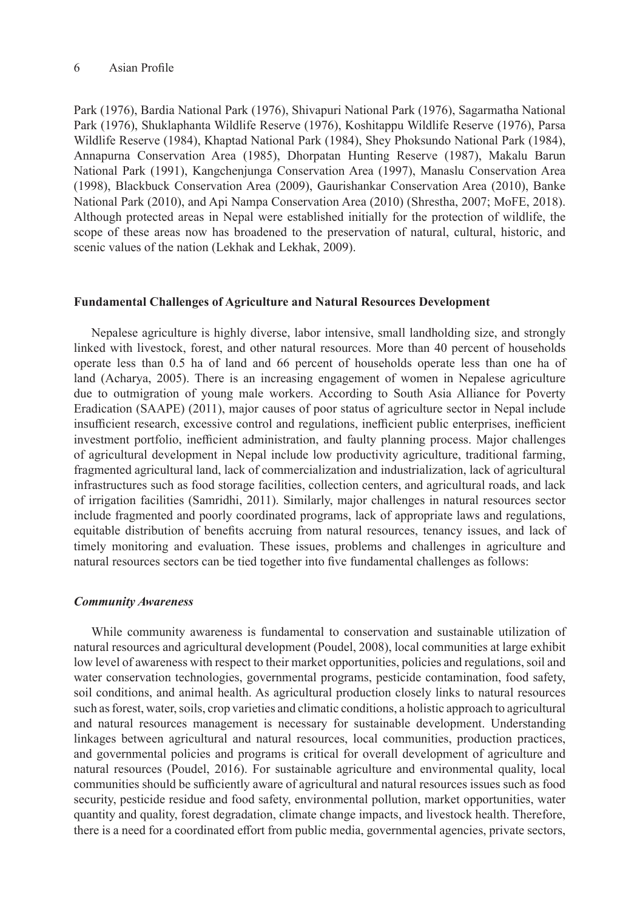Park (1976), Bardia National Park (1976), Shivapuri National Park (1976), Sagarmatha National Park (1976), Shuklaphanta Wildlife Reserve (1976), Koshitappu Wildlife Reserve (1976), Parsa Wildlife Reserve (1984), Khaptad National Park (1984), Shey Phoksundo National Park (1984), Annapurna Conservation Area (1985), Dhorpatan Hunting Reserve (1987), Makalu Barun National Park (1991), Kangchenjunga Conservation Area (1997), Manaslu Conservation Area (1998), Blackbuck Conservation Area (2009), Gaurishankar Conservation Area (2010), Banke National Park (2010), and Api Nampa Conservation Area (2010) (Shrestha, 2007; MoFE, 2018). Although protected areas in Nepal were established initially for the protection of wildlife, the scope of these areas now has broadened to the preservation of natural, cultural, historic, and scenic values of the nation (Lekhak and Lekhak, 2009).

## Fundamental Challenges of Agriculture and Natural Resources Development

Nepalese agriculture is highly diverse, labor intensive, small landholding size, and strongly linked with livestock, forest, and other natural resources. More than 40 percent of households operate less than 0.5 ha of land and 66 percent of households operate less than one ha of land (Acharya, 2005). There is an increasing engagement of women in Nepalese agriculture due to outmigration of young male workers. According to South Asia Alliance for Poverty Eradication (SAAPE) (2011), major causes of poor status of agriculture sector in Nepal include insufficient research, excessive control and regulations, inefficient public enterprises, inefficient investment portfolio, inefficient administration, and faulty planning process. Major challenges of agricultural development in Nepal include low productivity agriculture, traditional farming, fragmented agricultural land, lack of commercialization and industrialization, lack of agricultural infrastructures such as food storage facilities, collection centers, and agricultural roads, and lack of irrigation facilities (Samridhi, 2011). Similarly, major challenges in natural resources sector include fragmented and poorly coordinated programs, lack of appropriate laws and regulations, equitable distribution of benefits accruing from natural resources, tenancy issues, and lack of timely monitoring and evaluation. These issues, problems and challenges in agriculture and natural resources sectors can be tied together into five fundamental challenges as follows:

### *Community Awareness*

While community awareness is fundamental to conservation and sustainable utilization of natural resources and agricultural development (Poudel, 2008), local communities at large exhibit low level of awareness with respect to their market opportunities, policies and regulations, soil and water conservation technologies, governmental programs, pesticide contamination, food safety, soil conditions, and animal health. As agricultural production closely links to natural resources such as forest, water, soils, crop varieties and climatic conditions, a holistic approach to agricultural and natural resources management is necessary for sustainable development. Understanding linkages between agricultural and natural resources, local communities, production practices, and governmental policies and programs is critical for overall development of agriculture and natural resources (Poudel, 2016). For sustainable agriculture and environmental quality, local communities should be sufficiently aware of agricultural and natural resources issues such as food security, pesticide residue and food safety, environmental pollution, market opportunities, water quantity and quality, forest degradation, climate change impacts, and livestock health. Therefore, there is a need for a coordinated effort from public media, governmental agencies, private sectors,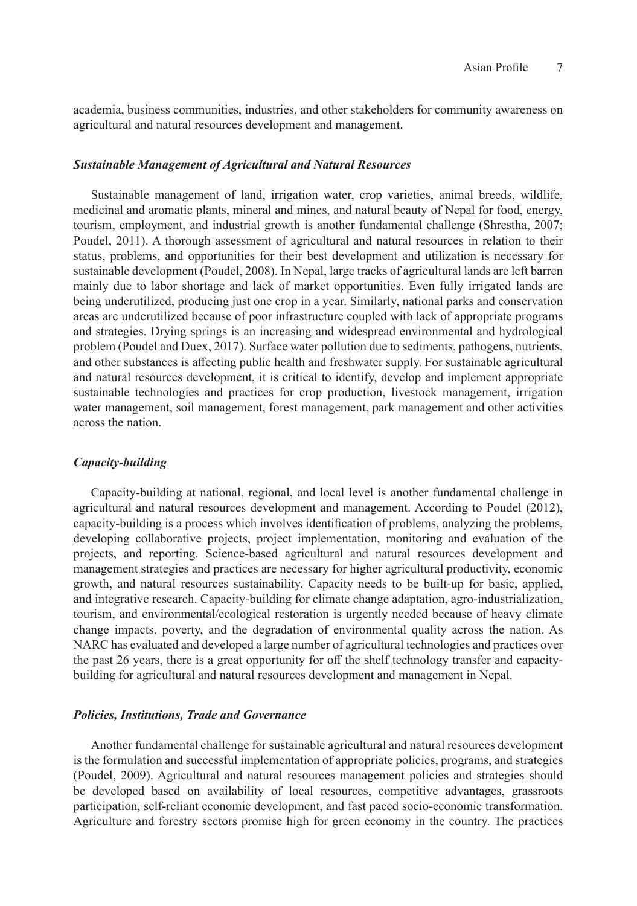academia, business communities, industries, and other stakeholders for community awareness on agricultural and natural resources development and management.

### *Sustainable Management of Agricultural and Natural Resources*

Sustainable management of land, irrigation water, crop varieties, animal breeds, wildlife, medicinal and aromatic plants, mineral and mines, and natural beauty of Nepal for food, energy, tourism, employment, and industrial growth is another fundamental challenge (Shrestha, 2007; Poudel, 2011). A thorough assessment of agricultural and natural resources in relation to their status, problems, and opportunities for their best development and utilization is necessary for sustainable development (Poudel, 2008). In Nepal, large tracks of agricultural lands are left barren mainly due to labor shortage and lack of market opportunities. Even fully irrigated lands are being underutilized, producing just one crop in a year. Similarly, national parks and conservation areas are underutilized because of poor infrastructure coupled with lack of appropriate programs and strategies. Drying springs is an increasing and widespread environmental and hydrological problem (Poudel and Duex, 2017). Surface water pollution due to sediments, pathogens, nutrients, and other substances is affecting public health and freshwater supply. For sustainable agricultural and natural resources development, it is critical to identify, develop and implement appropriate sustainable technologies and practices for crop production, livestock management, irrigation water management, soil management, forest management, park management and other activities across the nation.

### *Capacity-building*

Capacity-building at national, regional, and local level is another fundamental challenge in agricultural and natural resources development and management. According to Poudel (2012), capacity-building is a process which involves identification of problems, analyzing the problems, developing collaborative projects, project implementation, monitoring and evaluation of the projects, and reporting. Science-based agricultural and natural resources development and management strategies and practices are necessary for higher agricultural productivity, economic growth, and natural resources sustainability. Capacity needs to be built-up for basic, applied, and integrative research. Capacity-building for climate change adaptation, agro-industrialization, tourism, and environmental/ecological restoration is urgently needed because of heavy climate change impacts, poverty, and the degradation of environmental quality across the nation. As NARC has evaluated and developed a large number of agricultural technologies and practices over the past 26 years, there is a great opportunity for off the shelf technology transfer and capacity-building for agricultural and natural resources development and management in Nepal.

### *Policies, Institutions, Trade and Governance*

Another fundamental challenge for sustainable agricultural and natural resources development is the formulation and successful implementation of appropriate policies, programs, and strategies (Poudel, 2009). Agricultural and natural resources management policies and strategies should be developed based on availability of local resources, competitive advantages, grassroots participation, self-reliant economic development, and fast paced socio-economic transformation. Agriculture and forestry sectors promise high for green economy in the country. The practices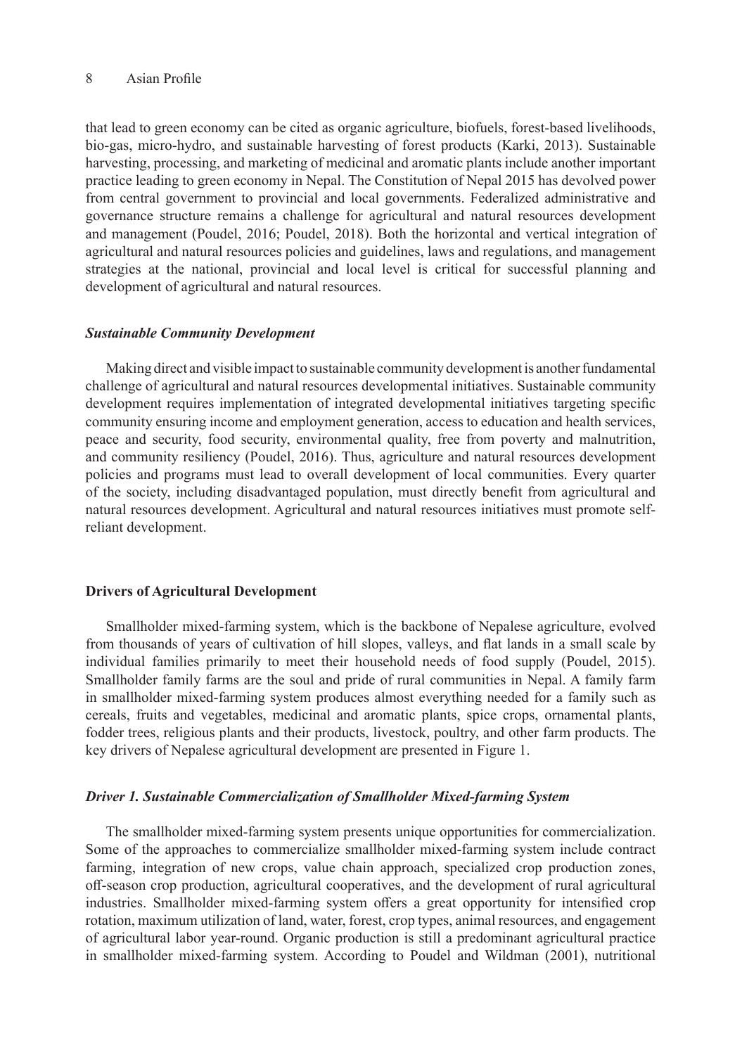that lead to green economy can be cited as organic agriculture, biofuels, forest-based livelihoods, bio-gas, micro-hydro, and sustainable harvesting of forest products (Karki, 2013). Sustainable harvesting, processing, and marketing of medicinal and aromatic plants include another important practice leading to green economy in Nepal. The Constitution of Nepal 2015 has devolved power from central government to provincial and local governments. Federalized administrative and governance structure remains a challenge for agricultural and natural resources development and management (Poudel, 2016; Poudel, 2018). Both the horizontal and vertical integration of agricultural and natural resources policies and guidelines, laws and regulations, and management strategies at the national, provincial and local level is critical for successful planning and development of agricultural and natural resources.

### *Sustainable Community Development*

Making direct and visible impact to sustainable community development is another fundamental challenge of agricultural and natural resources developmental initiatives. Sustainable community development requires implementation of integrated developmental initiatives targeting specific community ensuring income and employment generation, access to education and health services, peace and security, food security, environmental quality, free from poverty and malnutrition, and community resiliency (Poudel, 2016). Thus, agriculture and natural resources development policies and programs must lead to overall development of local communities. Every quarter of the society, including disadvantaged population, must directly benefit from agricultural and natural resources development. Agricultural and natural resources initiatives must promote self-reliant development.

## **Drivers of Agricultural Development**

Smallholder mixed-farming system, which is the backbone of Nepalese agriculture, evolved from thousands of years of cultivation of hill slopes, valleys, and flat lands in a small scale by individual families primarily to meet their household needs of food supply (Poudel, 2015). Smallholder family farms are the soul and pride of rural communities in Nepal. A family farm in smallholder mixed-farming system produces almost everything needed for a family such as cereals, fruits and vegetables, medicinal and aromatic plants, spice crops, ornamental plants, fodder trees, religious plants and their products, livestock, poultry, and other farm products. The key drivers of Nepalese agricultural development are presented in Figure 1.

### *Driver 1. Sustainable Commercialization of Smallholder Mixed-farming System*

The smallholder mixed-farming system presents unique opportunities for commercialization. Some of the approaches to commercialize smallholder mixed-farming system include contract farming, integration of new crops, value chain approach, specialized crop production zones, off-season crop production, agricultural cooperatives, and the development of rural agricultural industries. Smallholder mixed-farming system offers a great opportunity for intensified crop rotation, maximum utilization of land, water, forest, crop types, animal resources, and engagement of agricultural labor year-round. Organic production is still a predominant agricultural practice in smallholder mixed-farming system. According to Poudel and Wildman (2001), nutritional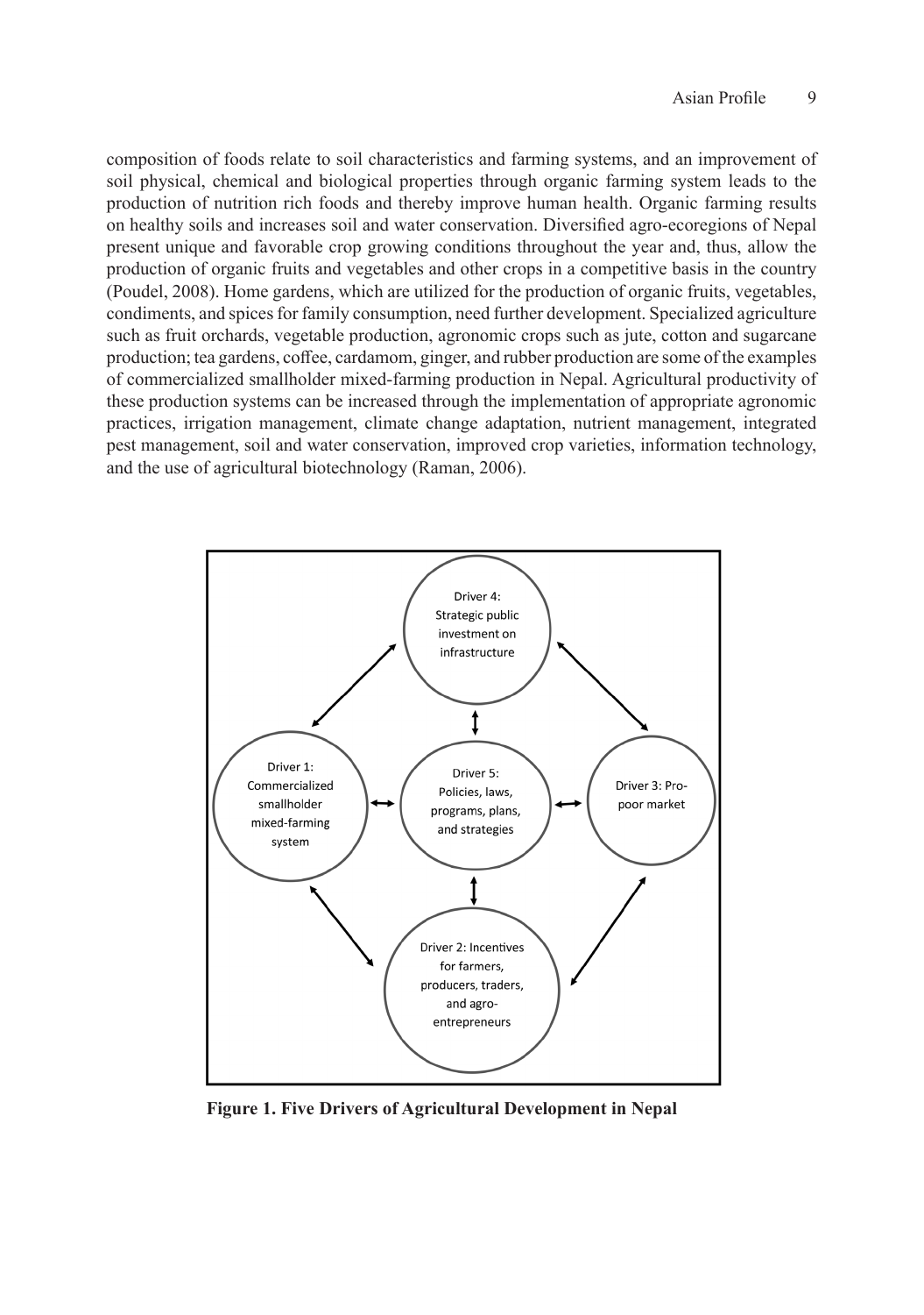composition of foods relate to soil characteristics and farming systems, and an improvement of soil physical, chemical and biological properties through organic farming system leads to the production of nutrition rich foods and thereby improve human health. Organic farming results on healthy soils and increases soil and water conservation. Diversified agro-ecoregions of Nepal present unique and favorable crop growing conditions throughout the year and, thus, allow the production of organic fruits and vegetables and other crops in a competitive basis in the country (Poudel, 2008). Home gardens, which are utilized for the production of organic fruits, vegetables, condiments, and spices for family consumption, need further development. Specialized agriculture such as fruit orchards, vegetable production, agronomic crops such as jute, cotton and sugarcane production; tea gardens, coffee, cardamom, ginger, and rubber production are some of the examples of commercialized smallholder mixed-farming production in Nepal. Agricultural productivity of these production systems can be increased through the implementation of appropriate agronomic practices, irrigation management, climate change adaptation, nutrient management, integrated pest management, soil and water conservation, improved crop varieties, information technology, and the use of agricultural biotechnology (Raman, 2006).

Driver 4: Strategic public investment on infrastructure

Driver 1: Commercialized smallholder mixed-farming system

Driver 5: Policies, laws, programs, plans, and strategies

Driver 3: Pro-poor market

Driver 2: Incentives for farmers, producers, traders, and agro-entrepreneurs

**Figure 1. Five Drivers of Agricultural Development in Nepal**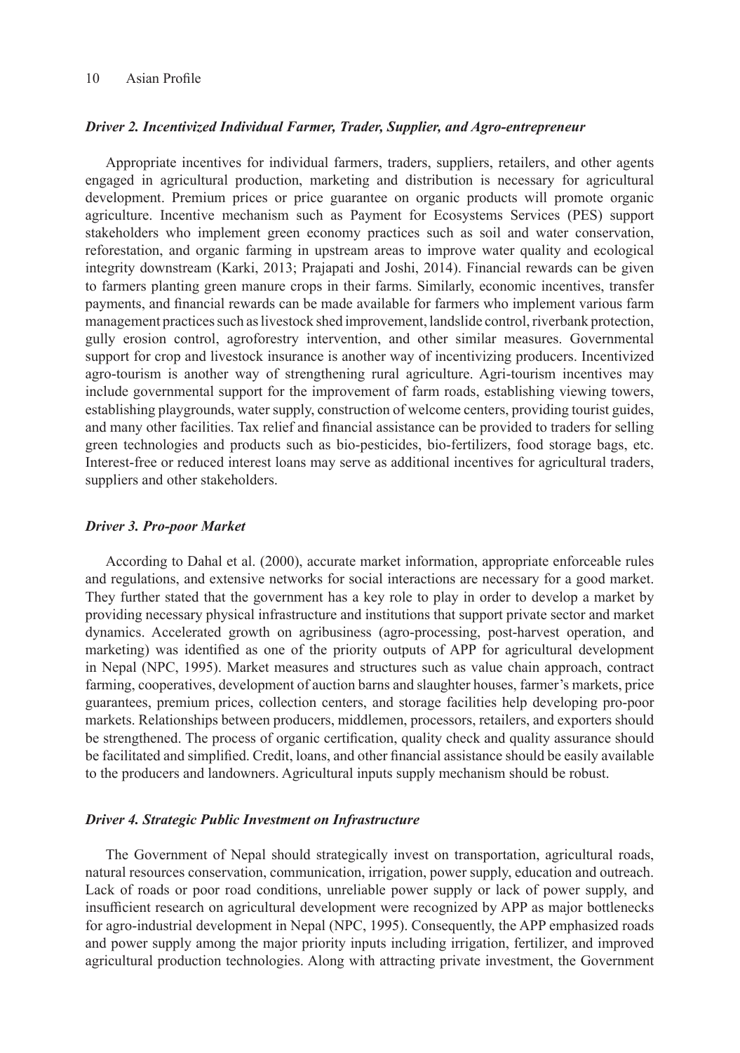### *Driver 2. Incentivized Individual Farmer, Trader, Supplier, and Agro-entrepreneur*

Appropriate incentives for individual farmers, traders, suppliers, retailers, and other agents engaged in agricultural production, marketing and distribution is necessary for agricultural development. Premium prices or price guarantee on organic products will promote organic agriculture. Incentive mechanism such as Payment for Ecosystems Services (PES) support stakeholders who implement green economy practices such as soil and water conservation, reforestation, and organic farming in upstream areas to improve water quality and ecological integrity downstream (Karki, 2013; Prajapati and Joshi, 2014). Financial rewards can be given to farmers planting green manure crops in their farms. Similarly, economic incentives, transfer payments, and financial rewards can be made available for farmers who implement various farm management practices such as livestock shed improvement, landslide control, riverbank protection, gully erosion control, agroforestry intervention, and other similar measures. Governmental support for crop and livestock insurance is another way of incentivizing producers. Incentivized agro-tourism is another way of strengthening rural agriculture. Agri-tourism incentives may include governmental support for the improvement of farm roads, establishing viewing towers, establishing playgrounds, water supply, construction of welcome centers, providing tourist guides, and many other facilities. Tax relief and financial assistance can be provided to traders for selling green technologies and products such as bio-pesticides, bio-fertilizers, food storage bags, etc. Interest-free or reduced interest loans may serve as additional incentives for agricultural traders, suppliers and other stakeholders.

### *Driver 3. Pro-poor Market*

According to Dahal et al. (2000), accurate market information, appropriate enforceable rules and regulations, and extensive networks for social interactions are necessary for a good market. They further stated that the government has a key role to play in order to develop a market by providing necessary physical infrastructure and institutions that support private sector and market dynamics. Accelerated growth on agribusiness (agro-processing, post-harvest operation, and marketing) was identified as one of the priority outputs of APP for agricultural development in Nepal (NPC, 1995). Market measures and structures such as value chain approach, contract farming, cooperatives, development of auction barns and slaughter houses, farmer's markets, price guarantees, premium prices, collection centers, and storage facilities help developing pro-poor markets. Relationships between producers, middlemen, processors, retailers, and exporters should be strengthened. The process of organic certification, quality check and quality assurance should be facilitated and simplified. Credit, loans, and other financial assistance should be easily available to the producers and landowners. Agricultural inputs supply mechanism should be robust.

### *Driver 4. Strategic Public Investment on Infrastructure*

The Government of Nepal should strategically invest on transportation, agricultural roads, natural resources conservation, communication, irrigation, power supply, education and outreach. Lack of roads or poor road conditions, unreliable power supply or lack of power supply, and insufficient research on agricultural development were recognized by APP as major bottlenecks for agro-industrial development in Nepal (NPC, 1995). Consequently, the APP emphasized roads and power supply among the major priority inputs including irrigation, fertilizer, and improved agricultural production technologies. Along with attracting private investment, the Government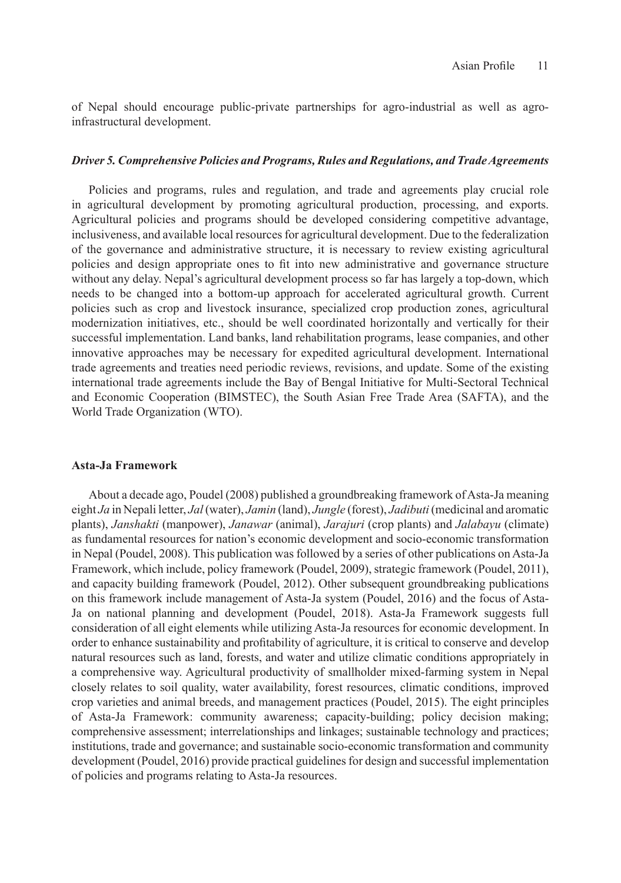of Nepal should encourage public-private partnerships for agro-industrial as well as agro-infrastructural development.

#### *Driver 5. Comprehensive Policies and Programs, Rules and Regulations, and Trade Agreements*

Policies and programs, rules and regulation, and trade and agreements play crucial role in agricultural development by promoting agricultural production, processing, and exports. Agricultural policies and programs should be developed considering competitive advantage, inclusiveness, and available local resources for agricultural development. Due to the federalization of the governance and administrative structure, it is necessary to review existing agricultural policies and design appropriate ones to fit into new administrative and governance structure without any delay. Nepal's agricultural development process so far has largely a top-down, which needs to be changed into a bottom-up approach for accelerated agricultural growth. Current policies such as crop and livestock insurance, specialized crop production zones, agricultural modernization initiatives, etc., should be well coordinated horizontally and vertically for their successful implementation. Land banks, land rehabilitation programs, lease companies, and other innovative approaches may be necessary for expedited agricultural development. International trade agreements and treaties need periodic reviews, revisions, and update. Some of the existing international trade agreements include the Bay of Bengal Initiative for Multi-Sectoral Technical and Economic Cooperation (BIMSTEC), the South Asian Free Trade Area (SAFTA), and the World Trade Organization (WTO).

### **Asta-Ja Framework**

About a decade ago, Poudel (2008) published a groundbreaking framework of Asta-Ja meaning eight *Ja* in Nepali letter, *Jal* (water), *Jamin* (land), *Jungle* (forest), *Jadibuti* (medicinal and aromatic plants), *Janshakti* (manpower), *Janawar* (animal), *Jarajuri* (crop plants) and *Jalabayu* (climate) as fundamental resources for nation's economic development and socio-economic transformation in Nepal (Poudel, 2008). This publication was followed by a series of other publications on Asta-Ja Framework, which include, policy framework (Poudel, 2009), strategic framework (Poudel, 2011), and capacity building framework (Poudel, 2012). Other subsequent groundbreaking publications on this framework include management of Asta-Ja system (Poudel, 2016) and the focus of Asta-Ja on national planning and development (Poudel, 2018). Asta-Ja Framework suggests full consideration of all eight elements while utilizing Asta-Ja resources for economic development. In order to enhance sustainability and profitability of agriculture, it is critical to conserve and develop natural resources such as land, forests, and water and utilize climatic conditions appropriately in a comprehensive way. Agricultural productivity of smallholder mixed-farming system in Nepal closely relates to soil quality, water availability, forest resources, climatic conditions, improved crop varieties and animal breeds, and management practices (Poudel, 2015). The eight principles of Asta-Ja Framework: community awareness; capacity-building; policy decision making; comprehensive assessment; interrelationships and linkages; sustainable technology and practices; institutions, trade and governance; and sustainable socio-economic transformation and community development (Poudel, 2016) provide practical guidelines for design and successful implementation of policies and programs relating to Asta-Ja resources.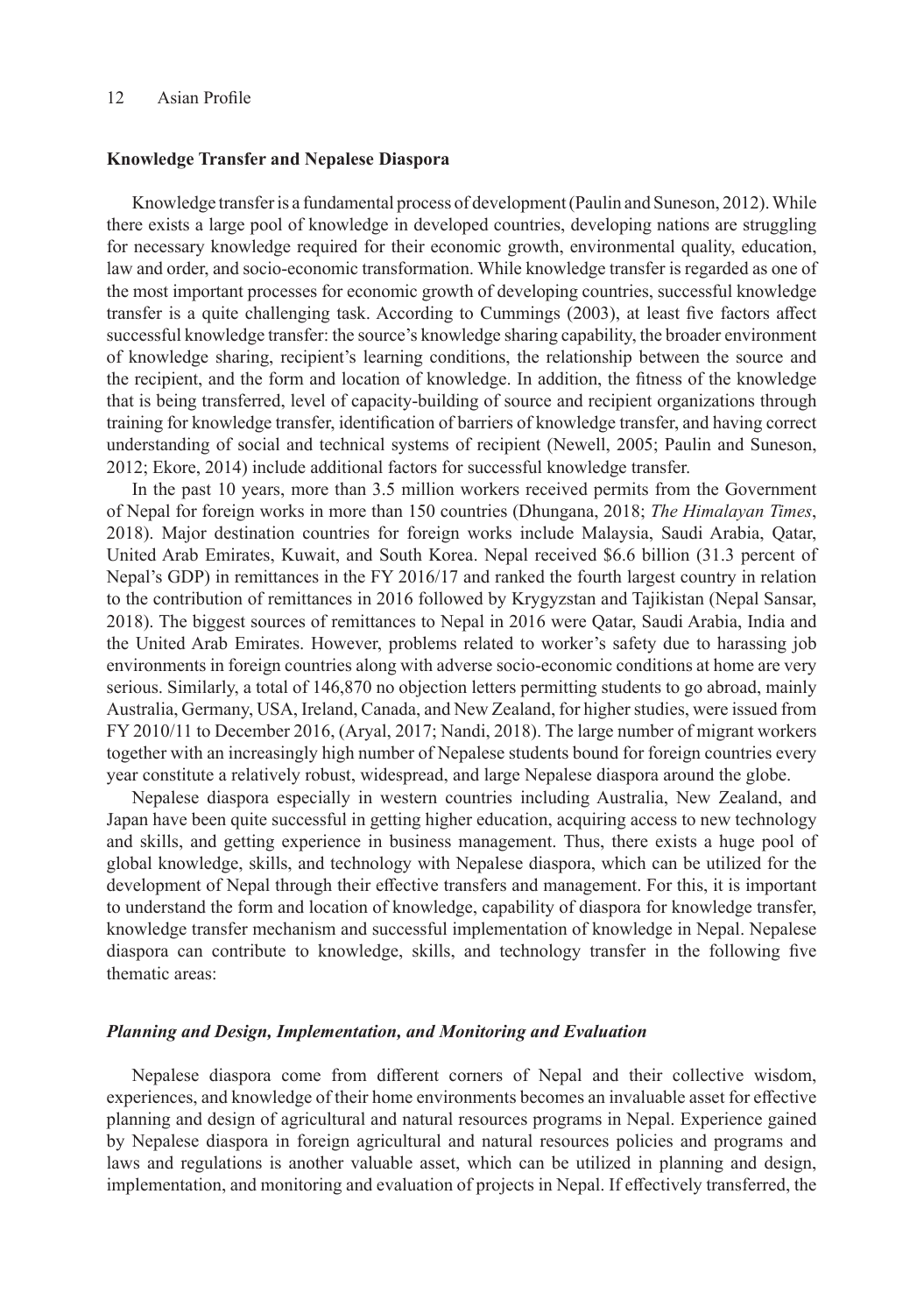### Knowledge Transfer and Nepalese Diaspora

Knowledge transfer is a fundamental process of development (Paulin and Suneson, 2012). While there exists a large pool of knowledge in developed countries, developing nations are struggling for necessary knowledge required for their economic growth, environmental quality, education, law and order, and socio-economic transformation. While knowledge transfer is regarded as one of the most important processes for economic growth of developing countries, successful knowledge transfer is a quite challenging task. According to Cummings (2003), at least five factors affect successful knowledge transfer: the source's knowledge sharing capability, the broader environment of knowledge sharing, recipient's learning conditions, the relationship between the source and the recipient, and the form and location of knowledge. In addition, the fitness of the knowledge that is being transferred, level of capacity-building of source and recipient organizations through training for knowledge transfer, identification of barriers of knowledge transfer, and having correct understanding of social and technical systems of recipient (Newell, 2005; Paulin and Suneson, 2012; Ekore, 2014) include additional factors for successful knowledge transfer.

In the past 10 years, more than 3.5 million workers received permits from the Government of Nepal for foreign works in more than 150 countries (Dhungana, 2018; *The Himalayan Times*, 2018). Major destination countries for foreign works include Malaysia, Saudi Arabia, Qatar, United Arab Emirates, Kuwait, and South Korea. Nepal received \$6.6 billion (31.3 percent of Nepal's GDP) in remittances in the FY 2016/17 and ranked the fourth largest country in relation to the contribution of remittances in 2016 followed by Krygyzstan and Tajikistan (Nepal Sansar, 2018). The biggest sources of remittances to Nepal in 2016 were Qatar, Saudi Arabia, India and the United Arab Emirates. However, problems related to worker's safety due to harassing job environments in foreign countries along with adverse socio-economic conditions at home are very serious. Similarly, a total of 146,870 no objection letters permitting students to go abroad, mainly Australia, Germany, USA, Ireland, Canada, and New Zealand, for higher studies, were issued from FY 2010/11 to December 2016, (Aryal, 2017; Nandi, 2018). The large number of migrant workers together with an increasingly high number of Nepalese students bound for foreign countries every year constitute a relatively robust, widespread, and large Nepalese diaspora around the globe.

Nepalese diaspora especially in western countries including Australia, New Zealand, and Japan have been quite successful in getting higher education, acquiring access to new technology and skills, and getting experience in business management. Thus, there exists a huge pool of global knowledge, skills, and technology with Nepalese diaspora, which can be utilized for the development of Nepal through their effective transfers and management. For this, it is important to understand the form and location of knowledge, capability of diaspora for knowledge transfer, knowledge transfer mechanism and successful implementation of knowledge in Nepal. Nepalese diaspora can contribute to knowledge, skills, and technology transfer in the following five thematic areas:

#### *Planning and Design, Implementation, and Monitoring and Evaluation*

Nepalese diaspora come from different corners of Nepal and their collective wisdom, experiences, and knowledge of their home environments becomes an invaluable asset for effective planning and design of agricultural and natural resources programs in Nepal. Experience gained by Nepalese diaspora in foreign agricultural and natural resources policies and programs and laws and regulations is another valuable asset, which can be utilized in planning and design, implementation, and monitoring and evaluation of projects in Nepal. If effectively transferred, the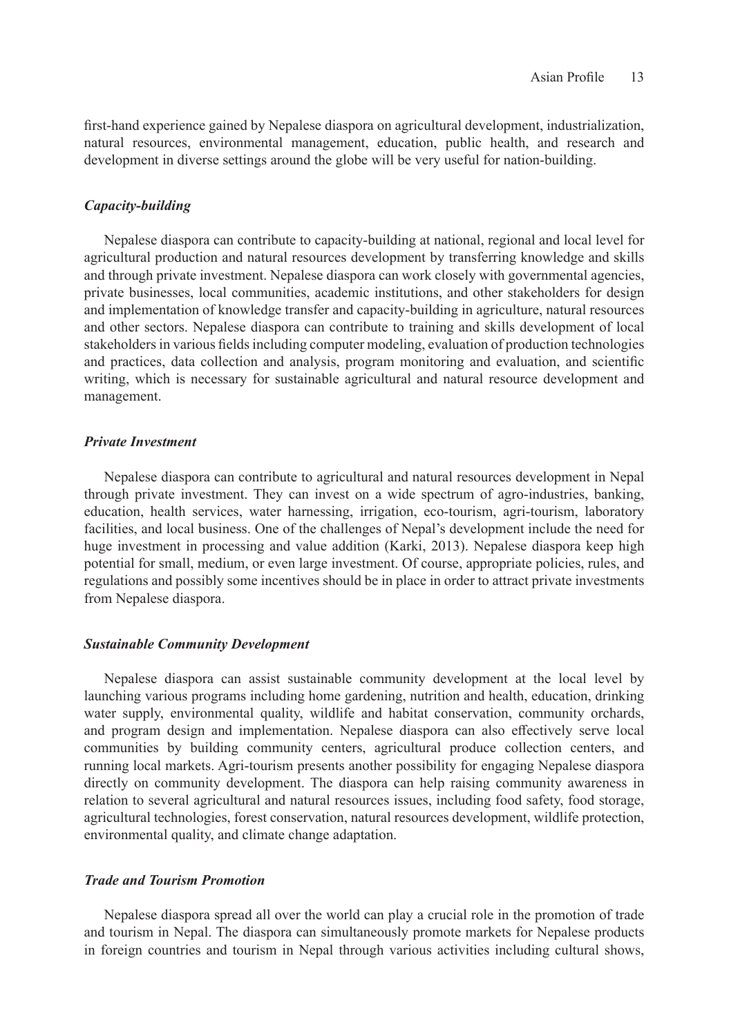first-hand experience gained by Nepalese diaspora on agricultural development, industrialization, natural resources, environmental management, education, public health, and research and development in diverse settings around the globe will be very useful for nation-building.

### *Capacity-building*

Nepalese diaspora can contribute to capacity-building at national, regional and local level for agricultural production and natural resources development by transferring knowledge and skills and through private investment. Nepalese diaspora can work closely with governmental agencies, private businesses, local communities, academic institutions, and other stakeholders for design and implementation of knowledge transfer and capacity-building in agriculture, natural resources and other sectors. Nepalese diaspora can contribute to training and skills development of local stakeholders in various fields including computer modeling, evaluation of production technologies and practices, data collection and analysis, program monitoring and evaluation, and scientific writing, which is necessary for sustainable agricultural and natural resource development and management.

### *Private Investment*

Nepalese diaspora can contribute to agricultural and natural resources development in Nepal through private investment. They can invest on a wide spectrum of agro-industries, banking, education, health services, water harnessing, irrigation, eco-tourism, agri-tourism, laboratory facilities, and local business. One of the challenges of Nepal's development include the need for huge investment in processing and value addition (Karki, 2013). Nepalese diaspora keep high potential for small, medium, or even large investment. Of course, appropriate policies, rules, and regulations and possibly some incentives should be in place in order to attract private investments from Nepalese diaspora.

### *Sustainable Community Development*

Nepalese diaspora can assist sustainable community development at the local level by launching various programs including home gardening, nutrition and health, education, drinking water supply, environmental quality, wildlife and habitat conservation, community orchards, and program design and implementation. Nepalese diaspora can also effectively serve local communities by building community centers, agricultural produce collection centers, and running local markets. Agri-tourism presents another possibility for engaging Nepalese diaspora directly on community development. The diaspora can help raising community awareness in relation to several agricultural and natural resources issues, including food safety, food storage, agricultural technologies, forest conservation, natural resources development, wildlife protection, environmental quality, and climate change adaptation.

### *Trade and Tourism Promotion*

Nepalese diaspora spread all over the world can play a crucial role in the promotion of trade and tourism in Nepal. The diaspora can simultaneously promote markets for Nepalese products in foreign countries and tourism in Nepal through various activities including cultural shows,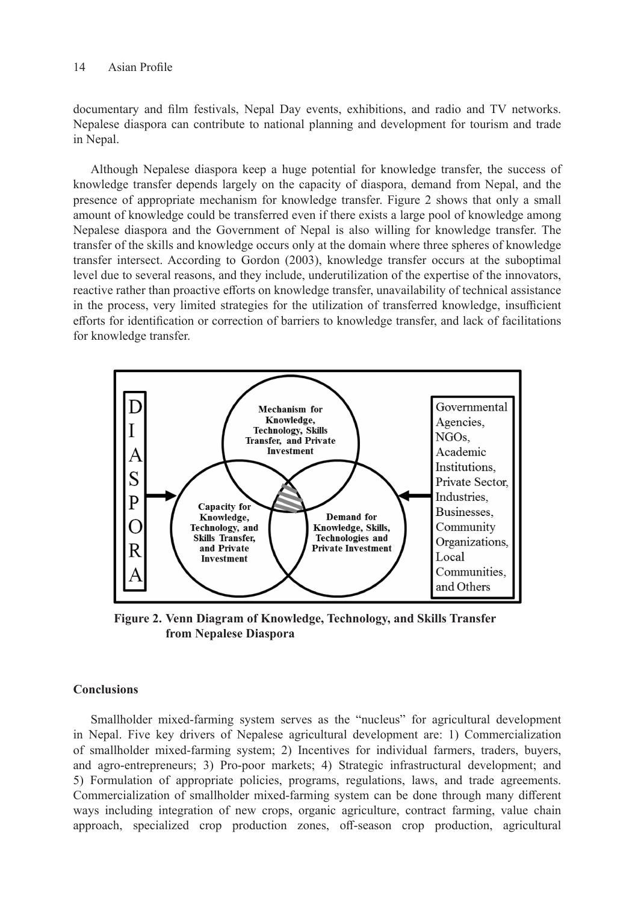documentary and film festivals, Nepal Day events, exhibitions, and radio and TV networks. Nepalese diaspora can contribute to national planning and development for tourism and trade in Nepal.

Although Nepalese diaspora keep a huge potential for knowledge transfer, the success of knowledge transfer depends largely on the capacity of diaspora, demand from Nepal, and the presence of appropriate mechanism for knowledge transfer. Figure 2 shows that only a small amount of knowledge could be transferred even if there exists a large pool of knowledge among Nepalese diaspora and the Government of Nepal is also willing for knowledge transfer. The transfer of the skills and knowledge occurs only at the domain where three spheres of knowledge transfer intersect. According to Gordon (2003), knowledge transfer occurs at the suboptimal level due to several reasons, and they include, underutilization of the expertise of the innovators, reactive rather than proactive efforts on knowledge transfer, unavailability of technical assistance in the process, very limited strategies for the utilization of transferred knowledge, insufficient efforts for identification or correction of barriers to knowledge transfer, and lack of facilitations for knowledge transfer.

DIASPORA

Mechanism for Knowledge, Technology, Skills Transfer, and Private Investment

Capacity for Knowledge, Technology, and Skills Transfer, and Private Investment

Demand for Knowledge, Skills, Technologies and Private Investment

Governmental Agencies, NGOs, Academic Institutions, Private Sector, Industries, Businesses, Community Organizations, Local Communities, and Others

**Figure 2. Venn Diagram of Knowledge, Technology, and Skills Transfer from Nepalese Diaspora**

## Conclusions

Smallholder mixed-farming system serves as the "nucleus" for agricultural development in Nepal. Five key drivers of Nepalese agricultural development are: 1) Commercialization of smallholder mixed-farming system; 2) Incentives for individual farmers, traders, buyers, and agro-entrepreneurs; 3) Pro-poor markets; 4) Strategic infrastructural development; and 5) Formulation of appropriate policies, programs, regulations, laws, and trade agreements. Commercialization of smallholder mixed-farming system can be done through many different ways including integration of new crops, organic agriculture, contract farming, value chain approach, specialized crop production zones, off-season crop production, agricultural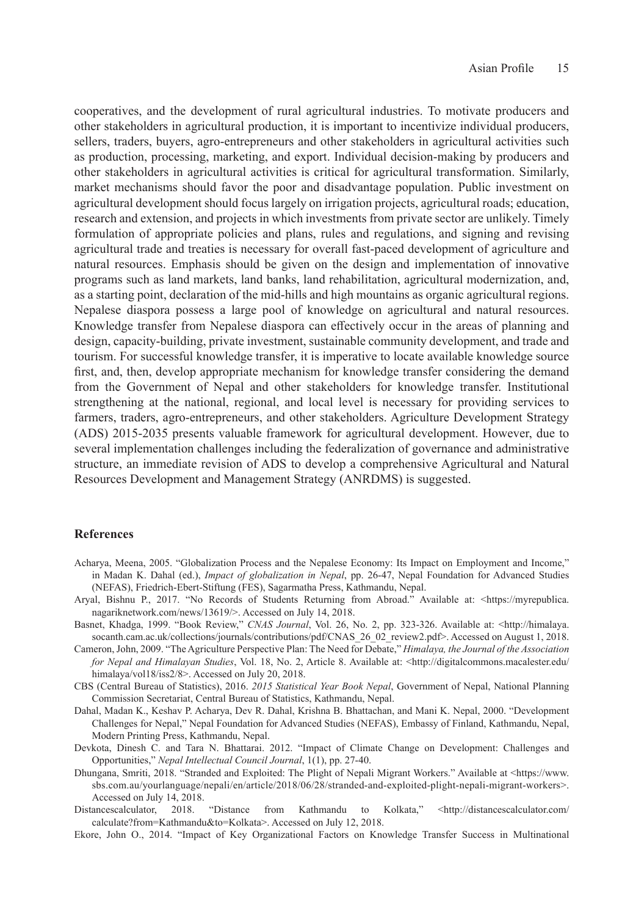cooperatives, and the development of rural agricultural industries. To motivate producers and other stakeholders in agricultural production, it is important to incentivize individual producers, sellers, traders, buyers, agro-entrepreneurs and other stakeholders in agricultural activities such as production, processing, marketing, and export. Individual decision-making by producers and other stakeholders in agricultural activities is critical for agricultural transformation. Similarly, market mechanisms should favor the poor and disadvantage population. Public investment on agricultural development should focus largely on irrigation projects, agricultural roads; education, research and extension, and projects in which investments from private sector are unlikely. Timely formulation of appropriate policies and plans, rules and regulations, and signing and revising agricultural trade and treaties is necessary for overall fast-paced development of agriculture and natural resources. Emphasis should be given on the design and implementation of innovative programs such as land markets, land banks, land rehabilitation, agricultural modernization, and, as a starting point, declaration of the mid-hills and high mountains as organic agricultural regions. Nepalese diaspora possess a large pool of knowledge on agricultural and natural resources. Knowledge transfer from Nepalese diaspora can effectively occur in the areas of planning and design, capacity-building, private investment, sustainable community development, and trade and tourism. For successful knowledge transfer, it is imperative to locate available knowledge source first, and, then, develop appropriate mechanism for knowledge transfer considering the demand from the Government of Nepal and other stakeholders for knowledge transfer. Institutional strengthening at the national, regional, and local level is necessary for providing services to farmers, traders, agro-entrepreneurs, and other stakeholders. Agriculture Development Strategy (ADS) 2015-2035 presents valuable framework for agricultural development. However, due to several implementation challenges including the federalization of governance and administrative structure, an immediate revision of ADS to develop a comprehensive Agricultural and Natural Resources Development and Management Strategy (ANRDMS) is suggested.

## References

Acharya, Meena, 2005. "Globalization Process and the Nepalese Economy: Its Impact on Employment and Income," in Madan K. Dahal (ed.), *Impact of globalization in Nepal*, pp. 26-47, Nepal Foundation for Advanced Studies (NEFAS), Friedrich-Ebert-Stiftung (FES), Sagarmatha Press, Kathmandu, Nepal.

Aryal, Bishnu P., 2017. "No Records of Students Returning from Abroad." Available at: <https://myrepublica.nagariknetwork.com/news/13619/>. Accessed on July 14, 2018.

Basnet, Khadga, 1999. "Book Review," *CNAS Journal*, Vol. 26, No. 2, pp. 323-326. Available at: <http://himalaya.socanth.cam.ac.uk/collections/journals/contributions/pdf/CNAS_26_02_review2.pdf>. Accessed on August 1, 2018.

Cameron, John, 2009. "The Agriculture Perspective Plan: The Need for Debate," *Himalaya, the Journal of the Association for Nepal and Himalayan Studies*, Vol. 18, No. 2, Article 8. Available at: <http://digitalcommons.macalester.edu/himalaya/vol18/iss2/8>. Accessed on July 20, 2018.

CBS (Central Bureau of Statistics), 2016. *2015 Statistical Year Book Nepal*, Government of Nepal, National Planning Commission Secretariat, Central Bureau of Statistics, Kathmandu, Nepal.

Dahal, Madan K., Keshav P. Acharya, Dev R. Dahal, Krishna B. Bhattachan, and Mani K. Nepal, 2000. "Development Challenges for Nepal," Nepal Foundation for Advanced Studies (NEFAS), Embassy of Finland, Kathmandu, Nepal, Modern Printing Press, Kathmandu, Nepal.

Devkota, Dinesh C. and Tara N. Bhattarai. 2012. "Impact of Climate Change on Development: Challenges and Opportunities," *Nepal Intellectual Council Journal*, 1(1), pp. 27-40.

Dhungana, Smriti, 2018. "Stranded and Exploited: The Plight of Nepali Migrant Workers." Available at <https://www.sbs.com.au/yourlanguage/nepali/en/article/2018/06/28/stranded-and-exploited-plight-nepali-migrant-workers>. Accessed on July 14, 2018.

Distancescalculator, 2018. "Distance from Kathmandu to Kolkata," <http://distancescalculator.com/calculate?from=Kathmandu&to=Kolkata>. Accessed on July 12, 2018.

Ekore, John O., 2014. "Impact of Key Organizational Factors on Knowledge Transfer Success in Multinational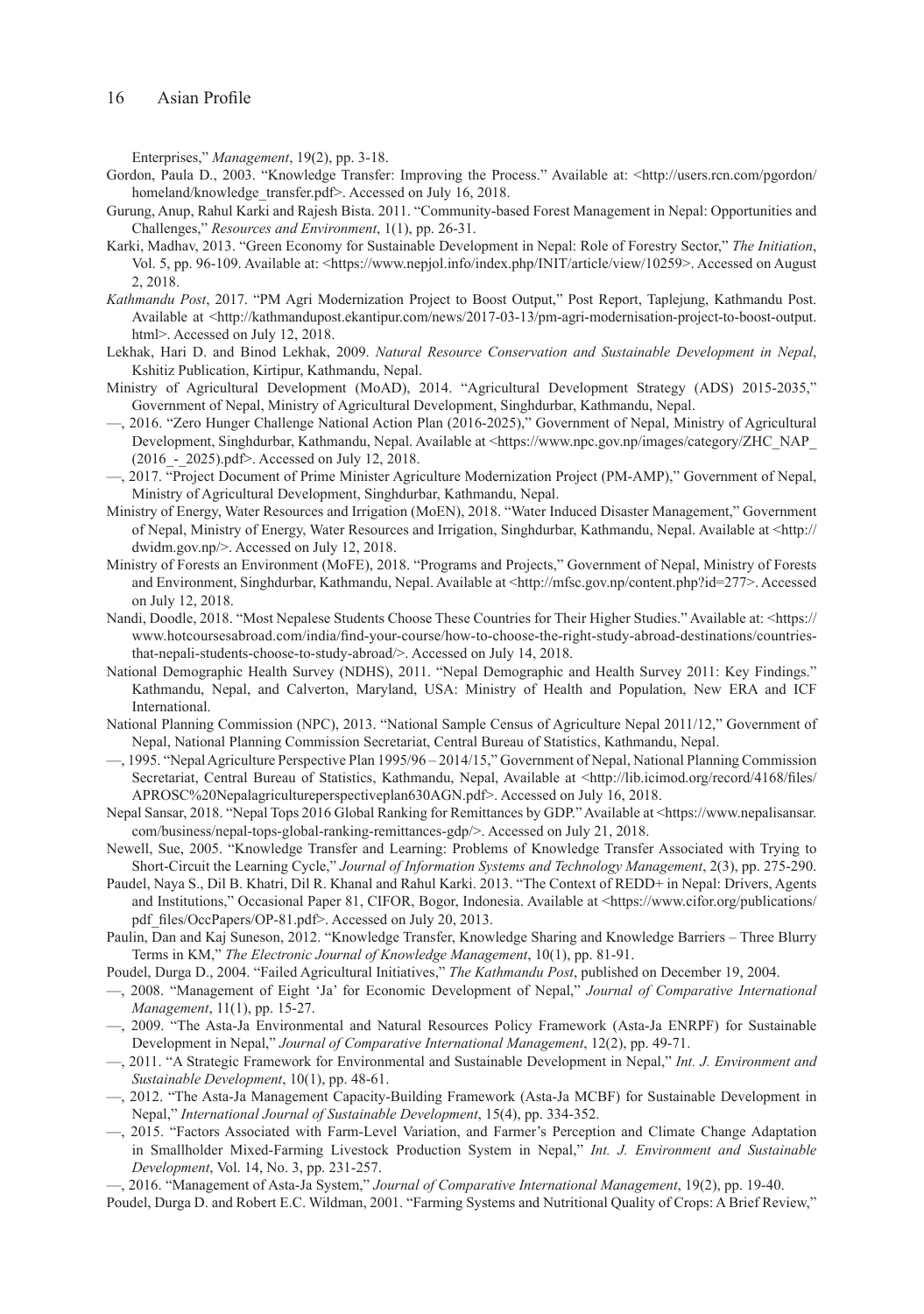Enterprises," *Management*, 19(2), pp. 3-18.

Gordon, Paula D., 2003. "Knowledge Transfer: Improving the Process." Available at: <http://users.rcn.com/pgordon/homeland/knowledge_transfer.pdf>. Accessed on July 16, 2018.

Gurung, Anup, Rahul Karki and Rajesh Bista. 2011. "Community-based Forest Management in Nepal: Opportunities and Challenges," *Resources and Environment*, 1(1), pp. 26-31.

Karki, Madhav, 2013. "Green Economy for Sustainable Development in Nepal: Role of Forestry Sector," *The Initiation*, Vol. 5, pp. 96-109. Available at: <https://www.nepjol.info/index.php/INIT/article/view/10259>. Accessed on August 2, 2018.

*Kathmandu Post*, 2017. "PM Agri Modernization Project to Boost Output," Post Report, Taplejung, Kathmandu Post. Available at <http://kathmandupost.ekantipur.com/news/2017-03-13/pm-agri-modernisation-project-to-boost-output.html>. Accessed on July 12, 2018.

Lekhak, Hari D. and Binod Lekhak, 2009. *Natural Resource Conservation and Sustainable Development in Nepal*, Kshitiz Publication, Kirtipur, Kathmandu, Nepal.

Ministry of Agricultural Development (MoAD), 2014. "Agricultural Development Strategy (ADS) 2015-2035," Government of Nepal, Ministry of Agricultural Development, Singhdurbar, Kathmandu, Nepal.

—, 2016. "Zero Hunger Challenge National Action Plan (2016-2025)," Government of Nepal, Ministry of Agricultural Development, Singhdurbar, Kathmandu, Nepal. Available at <https://www.npc.gov.np/images/category/ZHC_NAP_(2016_-_2025).pdf>. Accessed on July 12, 2018.

—, 2017. "Project Document of Prime Minister Agriculture Modernization Project (PM-AMP)," Government of Nepal, Ministry of Agricultural Development, Singhdurbar, Kathmandu, Nepal.

Ministry of Energy, Water Resources and Irrigation (MoEN), 2018. "Water Induced Disaster Management," Government of Nepal, Ministry of Energy, Water Resources and Irrigation, Singhdurbar, Kathmandu, Nepal. Available at <http://dwidm.gov.np/>. Accessed on July 12, 2018.

Ministry of Forests an Environment (MoFE), 2018. "Programs and Projects," Government of Nepal, Ministry of Forests and Environment, Singhdurbar, Kathmandu, Nepal. Available at <http://mfsc.gov.np/content.php?id=277>. Accessed on July 12, 2018.

Nandi, Doodle, 2018. "Most Nepalese Students Choose These Countries for Their Higher Studies." Available at: <https://www.hotcoursesabroad.com/india/find-your-course/how-to-choose-the-right-study-abroad-destinations/countries-that-nepali-students-choose-to-study-abroad/>. Accessed on July 14, 2018.

National Demographic Health Survey (NDHS), 2011. "Nepal Demographic and Health Survey 2011: Key Findings." Kathmandu, Nepal, and Calverton, Maryland, USA: Ministry of Health and Population, New ERA and ICF International.

National Planning Commission (NPC), 2013. "National Sample Census of Agriculture Nepal 2011/12," Government of Nepal, National Planning Commission Secretariat, Central Bureau of Statistics, Kathmandu, Nepal.

—, 1995. "Nepal Agriculture Perspective Plan 1995/96 – 2014/15," Government of Nepal, National Planning Commission Secretariat, Central Bureau of Statistics, Kathmandu, Nepal, Available at <http://lib.icimod.org/record/4168/files/APROSC%20Nepalagricultureperspectiveplan630AGN.pdf>. Accessed on July 16, 2018.

Nepal Sansar, 2018. "Nepal Tops 2016 Global Ranking for Remittances by GDP." Available at <https://www.nepalisansar.com/business/nepal-tops-global-ranking-remittances-gdp/>. Accessed on July 21, 2018.

Newell, Sue, 2005. "Knowledge Transfer and Learning: Problems of Knowledge Transfer Associated with Trying to Short-Circuit the Learning Cycle," *Journal of Information Systems and Technology Management*, 2(3), pp. 275-290.

Paudel, Naya S., Dil B. Khatri, Dil R. Khanal and Rahul Karki. 2013. "The Context of REDD+ in Nepal: Drivers, Agents and Institutions," Occasional Paper 81, CIFOR, Bogor, Indonesia. Available at <https://www.cifor.org/publications/pdf_files/OccPapers/OP-81.pdf>. Accessed on July 20, 2013.

Paulin, Dan and Kaj Suneson, 2012. "Knowledge Transfer, Knowledge Sharing and Knowledge Barriers – Three Blurry Terms in KM," *The Electronic Journal of Knowledge Management*, 10(1), pp. 81-91.

Poudel, Durga D., 2004. "Failed Agricultural Initiatives," *The Kathmandu Post*, published on December 19, 2004.

—, 2008. "Management of Eight 'Ja' for Economic Development of Nepal," *Journal of Comparative International Management*, 11(1), pp. 15-27.

—, 2009. "The Asta-Ja Environmental and Natural Resources Policy Framework (Asta-Ja ENRPF) for Sustainable Development in Nepal," *Journal of Comparative International Management*, 12(2), pp. 49-71.

—, 2011. "A Strategic Framework for Environmental and Sustainable Development in Nepal," *Int. J. Environment and Sustainable Development*, 10(1), pp. 48-61.

—, 2012. "The Asta-Ja Management Capacity-Building Framework (Asta-Ja MCBF) for Sustainable Development in Nepal," *International Journal of Sustainable Development*, 15(4), pp. 334-352.

—, 2015. "Factors Associated with Farm-Level Variation, and Farmer's Perception and Climate Change Adaptation in Smallholder Mixed-Farming Livestock Production System in Nepal," *Int. J. Environment and Sustainable Development*, Vol. 14, No. 3, pp. 231-257.

—, 2016. "Management of Asta-Ja System," *Journal of Comparative International Management*, 19(2), pp. 19-40.

Poudel, Durga D. and Robert E.C. Wildman, 2001. "Farming Systems and Nutritional Quality of Crops: A Brief Review,"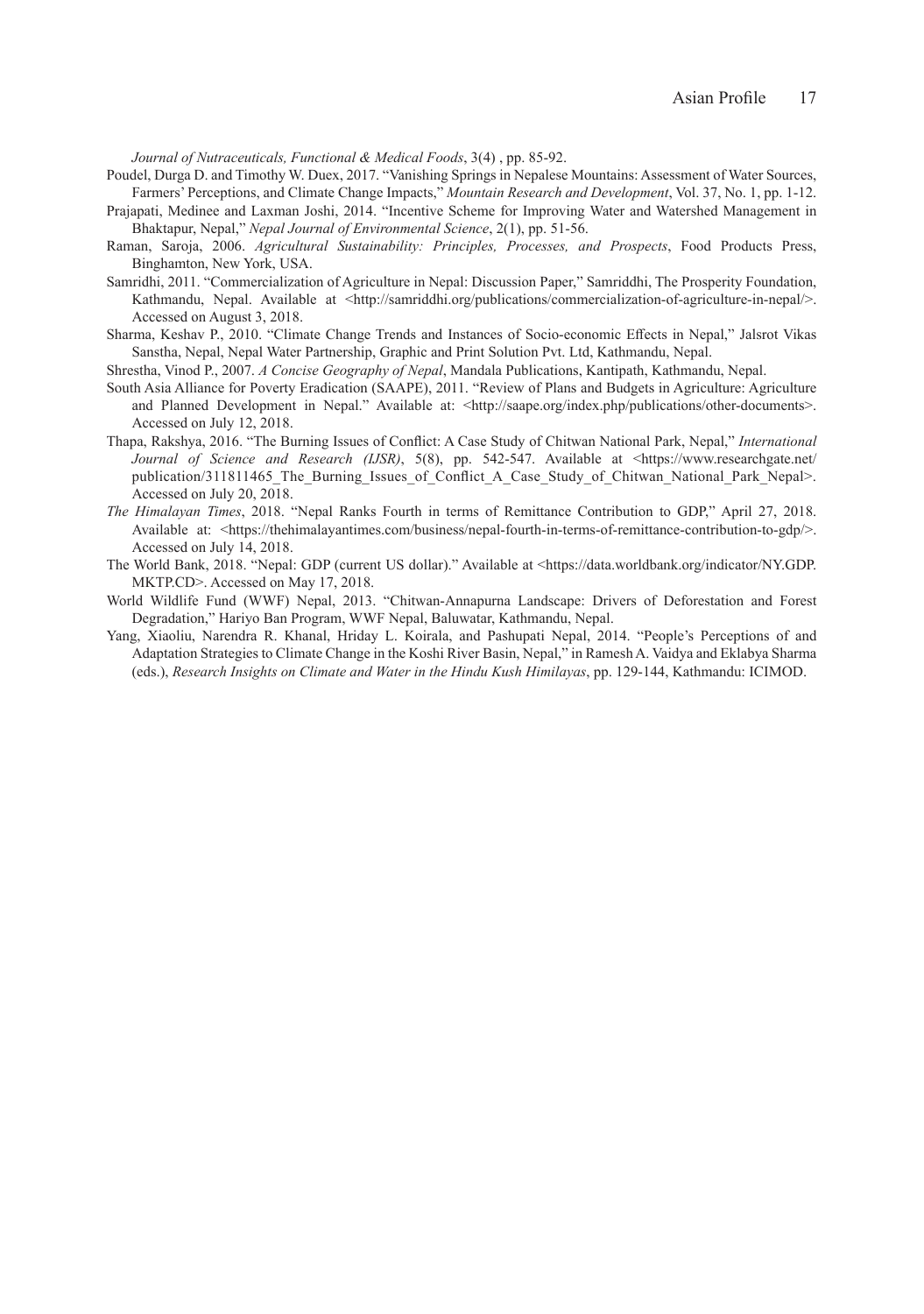*Journal of Nutraceuticals, Functional & Medical Foods*, 3(4) , pp. 85-92.

Poudel, Durga D. and Timothy W. Duex, 2017. "Vanishing Springs in Nepalese Mountains: Assessment of Water Sources, Farmers' Perceptions, and Climate Change Impacts," *Mountain Research and Development*, Vol. 37, No. 1, pp. 1-12.

Prajapati, Medinee and Laxman Joshi, 2014. "Incentive Scheme for Improving Water and Watershed Management in Bhaktapur, Nepal," *Nepal Journal of Environmental Science*, 2(1), pp. 51-56.

Raman, Saroja, 2006. *Agricultural Sustainability: Principles, Processes, and Prospects*, Food Products Press, Binghamton, New York, USA.

Samridhi, 2011. "Commercialization of Agriculture in Nepal: Discussion Paper," Samriddhi, The Prosperity Foundation, Kathmandu, Nepal. Available at <http://samriddhi.org/publications/commercialization-of-agriculture-in-nepal/>. Accessed on August 3, 2018.

Sharma, Keshav P., 2010. "Climate Change Trends and Instances of Socio-economic Effects in Nepal," Jalsrot Vikas Sanstha, Nepal, Nepal Water Partnership, Graphic and Print Solution Pvt. Ltd, Kathmandu, Nepal.

Shrestha, Vinod P., 2007. *A Concise Geography of Nepal*, Mandala Publications, Kantipath, Kathmandu, Nepal.

South Asia Alliance for Poverty Eradication (SAAPE), 2011. "Review of Plans and Budgets in Agriculture: Agriculture and Planned Development in Nepal." Available at: <http://saape.org/index.php/publications/other-documents>. Accessed on July 12, 2018.

Thapa, Rakshya, 2016. "The Burning Issues of Conflict: A Case Study of Chitwan National Park, Nepal," *International Journal of Science and Research (IJSR)*, 5(8), pp. 542-547. Available at <https://www.researchgate.net/publication/311811465_The_Burning_Issues_of_Conflict_A_Case_Study_of_Chitwan_National_Park_Nepal>. Accessed on July 20, 2018.

*The Himalayan Times*, 2018. "Nepal Ranks Fourth in terms of Remittance Contribution to GDP," April 27, 2018. Available at: <https://thehimalayantimes.com/business/nepal-fourth-in-terms-of-remittance-contribution-to-gdp/>. Accessed on July 14, 2018.

The World Bank, 2018. "Nepal: GDP (current US dollar)." Available at <https://data.worldbank.org/indicator/NY.GDP.MKTP.CD>. Accessed on May 17, 2018.

World Wildlife Fund (WWF) Nepal, 2013. "Chitwan-Annapurna Landscape: Drivers of Deforestation and Forest Degradation," Hariyo Ban Program, WWF Nepal, Baluwatar, Kathmandu, Nepal.

Yang, Xiaoliu, Narendra R. Khanal, Hriday L. Koirala, and Pashupati Nepal, 2014. "People's Perceptions of and Adaptation Strategies to Climate Change in the Koshi River Basin, Nepal," in Ramesh A. Vaidya and Eklabya Sharma (eds.), *Research Insights on Climate and Water in the Hindu Kush Himilayas*, pp. 129-144, Kathmandu: ICIMOD.